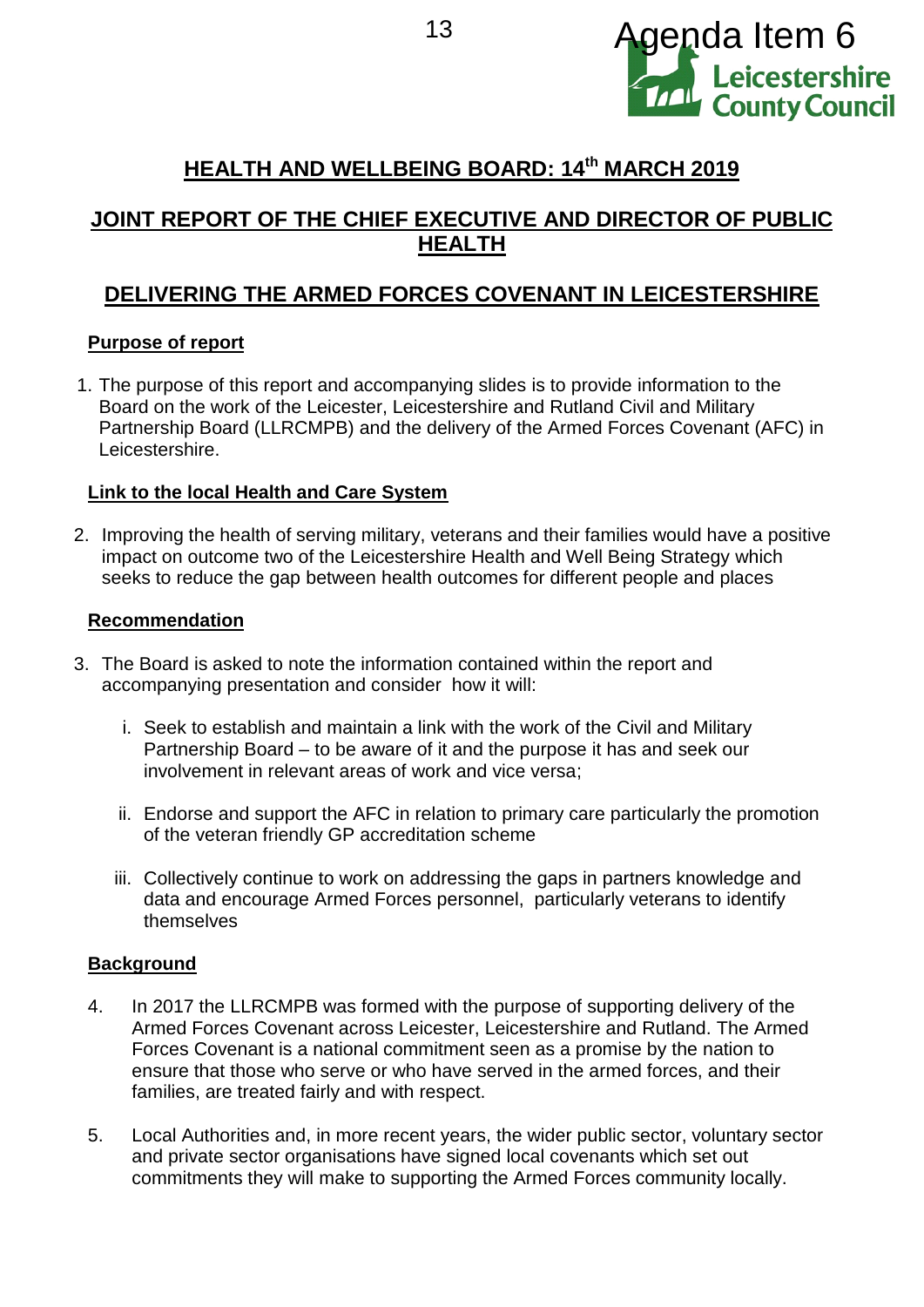Agenda Item 6

# HEALTH AND WELLBEING BOARD: 14th MARCH 2019

## JOINT REPORT OF THE CHIEF EXECUTIVE AND DIRECTOR OF PUBLIC HEALTH

## DELIVERING THE ARMED FORCES COVENANT IN LEICESTERSHIRE

### Purpose of report

1. The purpose of this report and accompanying slides is to provide information to the Board on the work of the Leicester, Leicestershire and Rutland Civil and Military Partnership Board (LLRCMPB) and the delivery of the Armed Forces Covenant (AFC) in Leicestershire.

### Link to the local Health and Care System

2. Improving the health of serving military, veterans and their families would have a positive impact on outcome two of the Leicestershire Health and Well Being Strategy which seeks to reduce the gap between health outcomes for different people and places

### Recommendation

3. The Board is asked to note the information contained within the report and accompanying presentation and consider how it will:

   i. Seek to establish and maintain a link with the work of the Civil and Military Partnership Board – to be aware of it and the purpose it has and seek our involvement in relevant areas of work and vice versa;

   ii. Endorse and support the AFC in relation to primary care particularly the promotion of the veteran friendly GP accreditation scheme

   iii. Collectively continue to work on addressing the gaps in partners knowledge and data and encourage Armed Forces personnel, particularly veterans to identify themselves

### Background

4. In 2017 the LLRCMPB was formed with the purpose of supporting delivery of the Armed Forces Covenant across Leicester, Leicestershire and Rutland. The Armed Forces Covenant is a national commitment seen as a promise by the nation to ensure that those who serve or who have served in the armed forces, and their families, are treated fairly and with respect.

5. Local Authorities and, in more recent years, the wider public sector, voluntary sector and private sector organisations have signed local covenants which set out commitments they will make to supporting the Armed Forces community locally.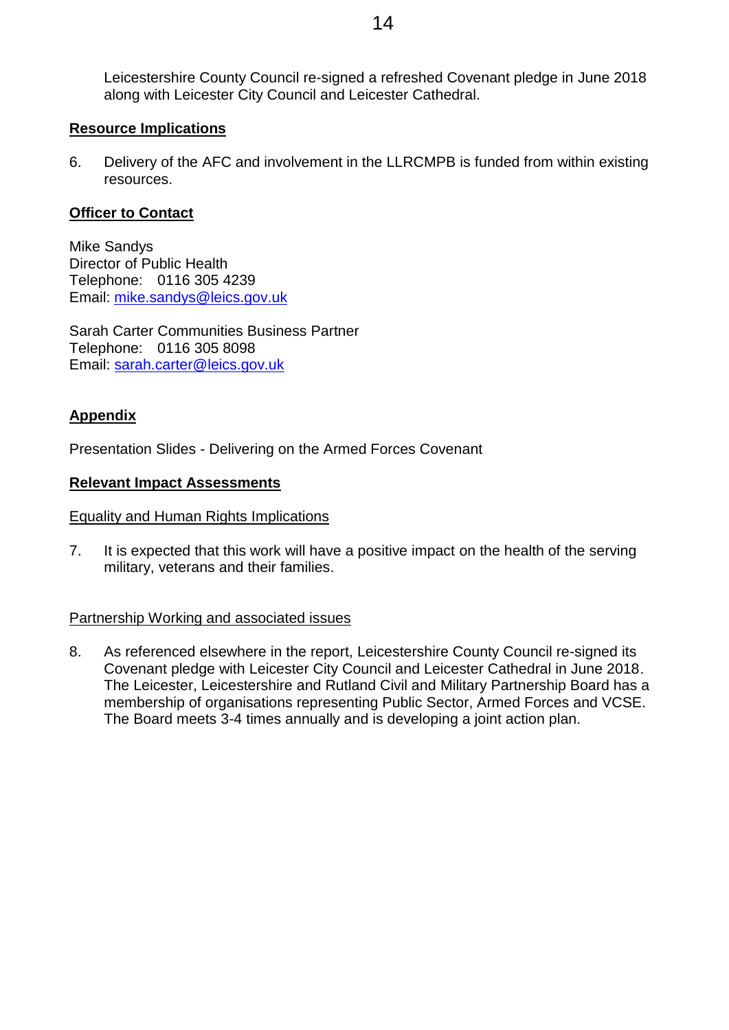Leicestershire County Council re-signed a refreshed Covenant pledge in June 2018 along with Leicester City Council and Leicester Cathedral.

**Resource Implications**

6. Delivery of the AFC and involvement in the LLRCMPB is funded from within existing resources.

**Officer to Contact**

Mike Sandys
Director of Public Health
Telephone: 0116 305 4239
Email: mike.sandys@leics.gov.uk

Sarah Carter Communities Business Partner
Telephone: 0116 305 8098
Email: sarah.carter@leics.gov.uk

**Appendix**

Presentation Slides - Delivering on the Armed Forces Covenant

**Relevant Impact Assessments**

Equality and Human Rights Implications

7. It is expected that this work will have a positive impact on the health of the serving military, veterans and their families.

Partnership Working and associated issues

8. As referenced elsewhere in the report, Leicestershire County Council re-signed its Covenant pledge with Leicester City Council and Leicester Cathedral in June 2018. The Leicester, Leicestershire and Rutland Civil and Military Partnership Board has a membership of organisations representing Public Sector, Armed Forces and VCSE. The Board meets 3-4 times annually and is developing a joint action plan.